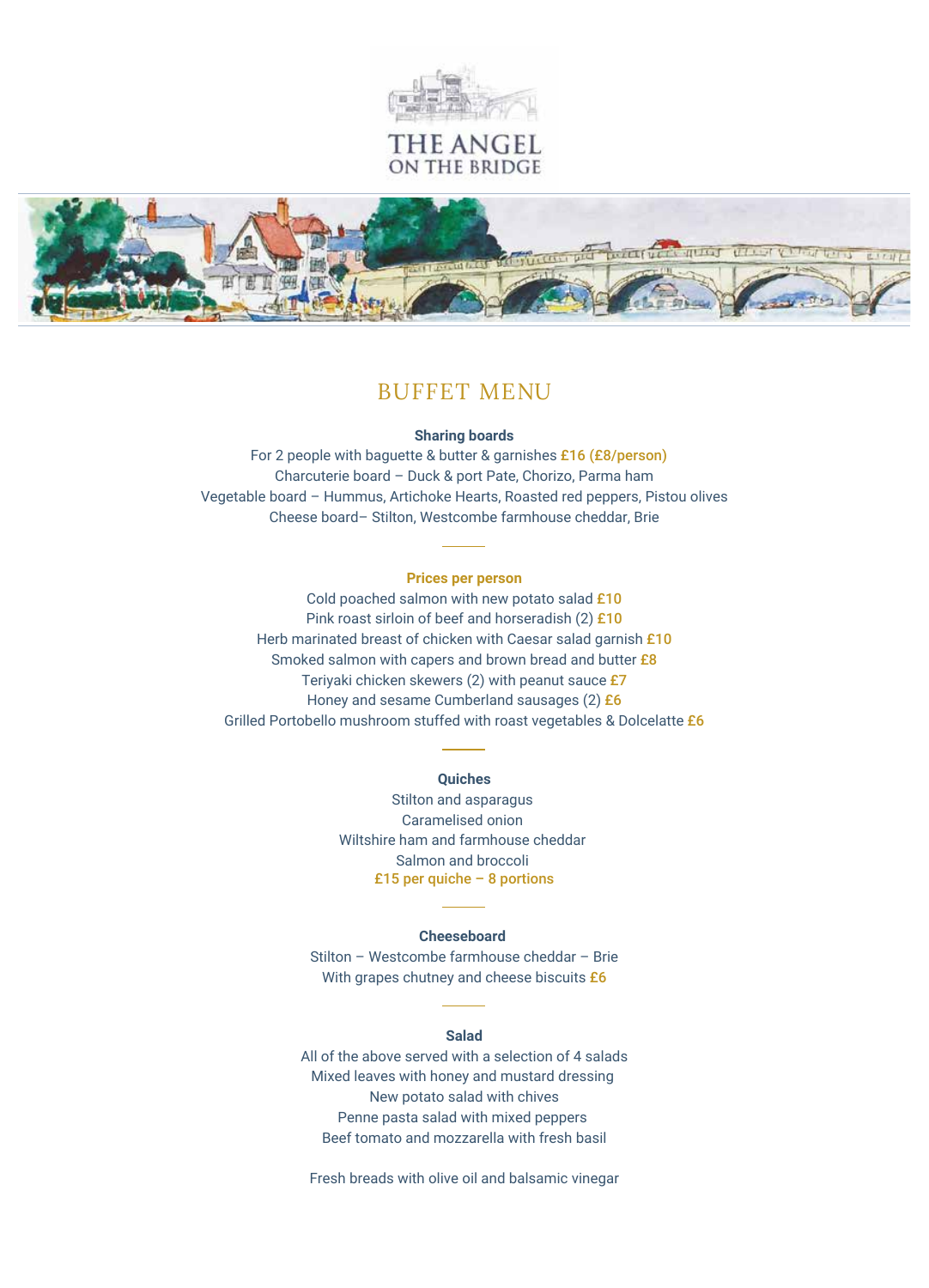# THE ANGEL ON THE BRIDGE

## BUFFET MENU

**Sharing boards**

For 2 people with baguette & butter & garnishes £16 (£8/person)

Charcuterie board – Duck & port Pate, Chorizo, Parma ham

Vegetable board – Hummus, Artichoke Hearts, Roasted red peppers, Pistou olives

Cheese board– Stilton, Westcombe farmhouse cheddar, Brie

---

**Prices per person**

Cold poached salmon with new potato salad £10

Pink roast sirloin of beef and horseradish (2) £10

Herb marinated breast of chicken with Caesar salad garnish £10

Smoked salmon with capers and brown bread and butter £8

Teriyaki chicken skewers (2) with peanut sauce £7

Honey and sesame Cumberland sausages (2) £6

Grilled Portobello mushroom stuffed with roast vegetables & Dolcelatte £6

---

**Quiches**

Stilton and asparagus

Caramelised onion

Wiltshire ham and farmhouse cheddar

Salmon and broccoli

£15 per quiche – 8 portions

---

**Cheeseboard**

Stilton – Westcombe farmhouse cheddar – Brie

With grapes chutney and cheese biscuits £6

---

**Salad**

All of the above served with a selection of 4 salads

Mixed leaves with honey and mustard dressing

New potato salad with chives

Penne pasta salad with mixed peppers

Beef tomato and mozzarella with fresh basil

Fresh breads with olive oil and balsamic vinegar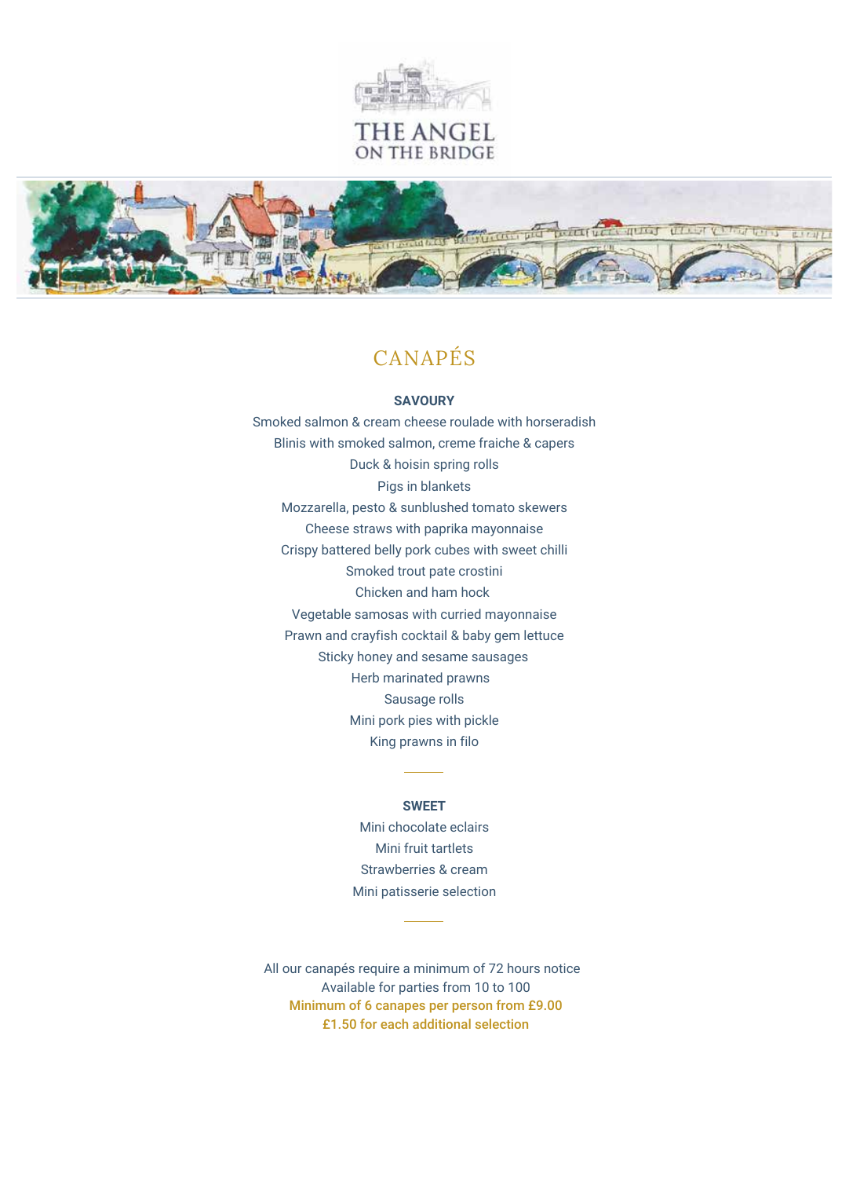THE ANGEL
ON THE BRIDGE

# CANAPÉS

## SAVOURY

Smoked salmon & cream cheese roulade with horseradish
Blinis with smoked salmon, creme fraiche & capers
Duck & hoisin spring rolls
Pigs in blankets
Mozzarella, pesto & sunblushed tomato skewers
Cheese straws with paprika mayonnaise
Crispy battered belly pork cubes with sweet chilli
Smoked trout pate crostini
Chicken and ham hock
Vegetable samosas with curried mayonnaise
Prawn and crayfish cocktail & baby gem lettuce
Sticky honey and sesame sausages
Herb marinated prawns
Sausage rolls
Mini pork pies with pickle
King prawns in filo

---

## SWEET

Mini chocolate eclairs
Mini fruit tartlets
Strawberries & cream
Mini patisserie selection

---

All our canapés require a minimum of 72 hours notice
Available for parties from 10 to 100
**Minimum of 6 canapes per person from £9.00**
**£1.50 for each additional selection**